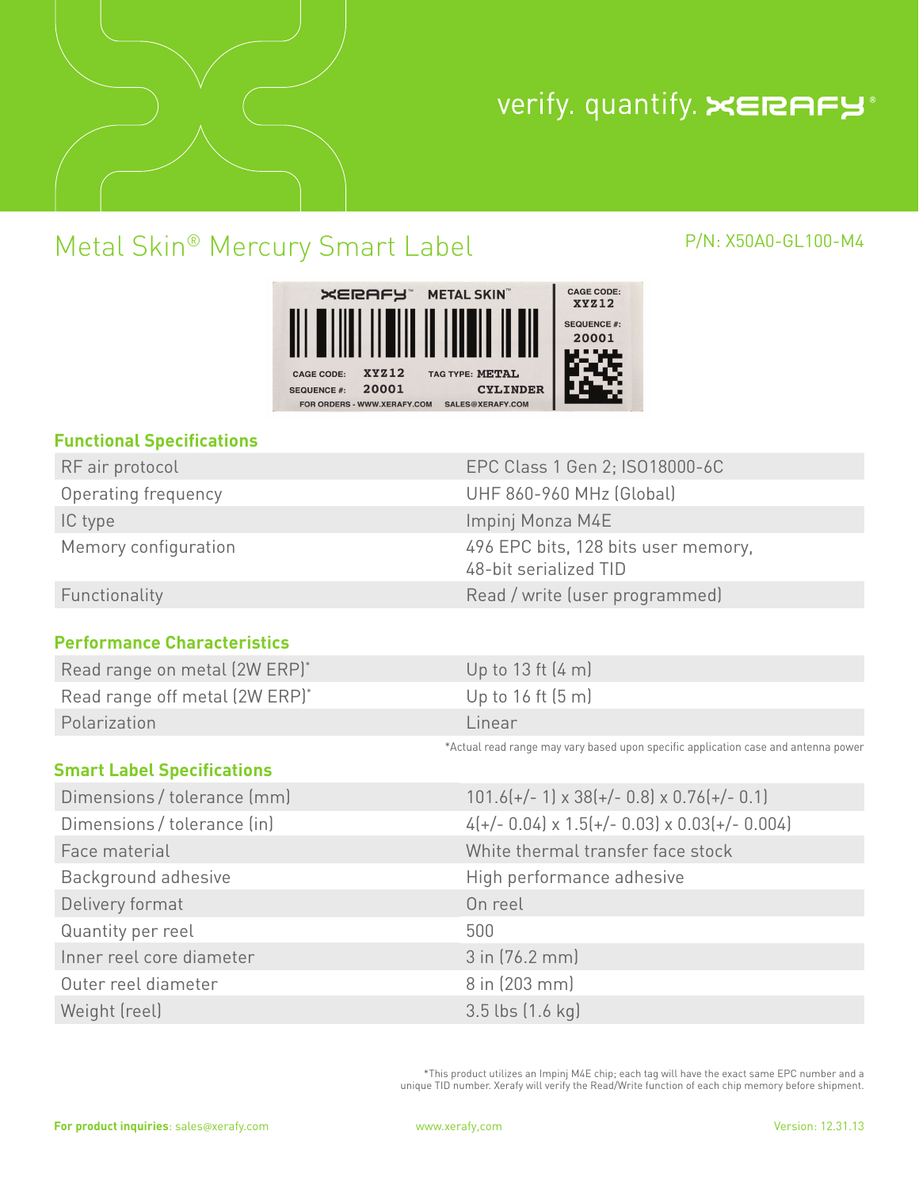verify. quantify. XERAFY®

# Metal Skin® Mercury Smart Label

P/N: X50A0-GL100-M4

## Functional Specifications

| | |
|---|---|
| RF air protocol | EPC Class 1 Gen 2; ISO18000-6C |
| Operating frequency | UHF 860-960 MHz (Global) |
| IC type | Impinj Monza M4E |
| Memory configuration | 496 EPC bits, 128 bits user memory, 48-bit serialized TID |
| Functionality | Read / write (user programmed) |

## Performance Characteristics

| | |
|---|---|
| Read range on metal (2W ERP)* | Up to 13 ft (4 m) |
| Read range off metal (2W ERP)* | Up to 16 ft (5 m) |
| Polarization | Linear |

*Actual read range may vary based upon specific application case and antenna power

## Smart Label Specifications

| | |
|---|---|
| Dimensions / tolerance (mm) | 101.6(+/- 1) x 38(+/- 0.8) x 0.76(+/- 0.1) |
| Dimensions / tolerance (in) | 4(+/- 0.04) x 1.5(+/- 0.03) x 0.03(+/- 0.004) |
| Face material | White thermal transfer face stock |
| Background adhesive | High performance adhesive |
| Delivery format | On reel |
| Quantity per reel | 500 |
| Inner reel core diameter | 3 in (76.2 mm) |
| Outer reel diameter | 8 in (203 mm) |
| Weight (reel) | 3.5 lbs (1.6 kg) |

*This product utilizes an Impinj M4E chip; each tag will have the exact same EPC number and a unique TID number. Xerafy will verify the Read/Write function of each chip memory before shipment.

**For product inquiries**: sales@xerafy.com www.xerafy.com Version: 12.31.13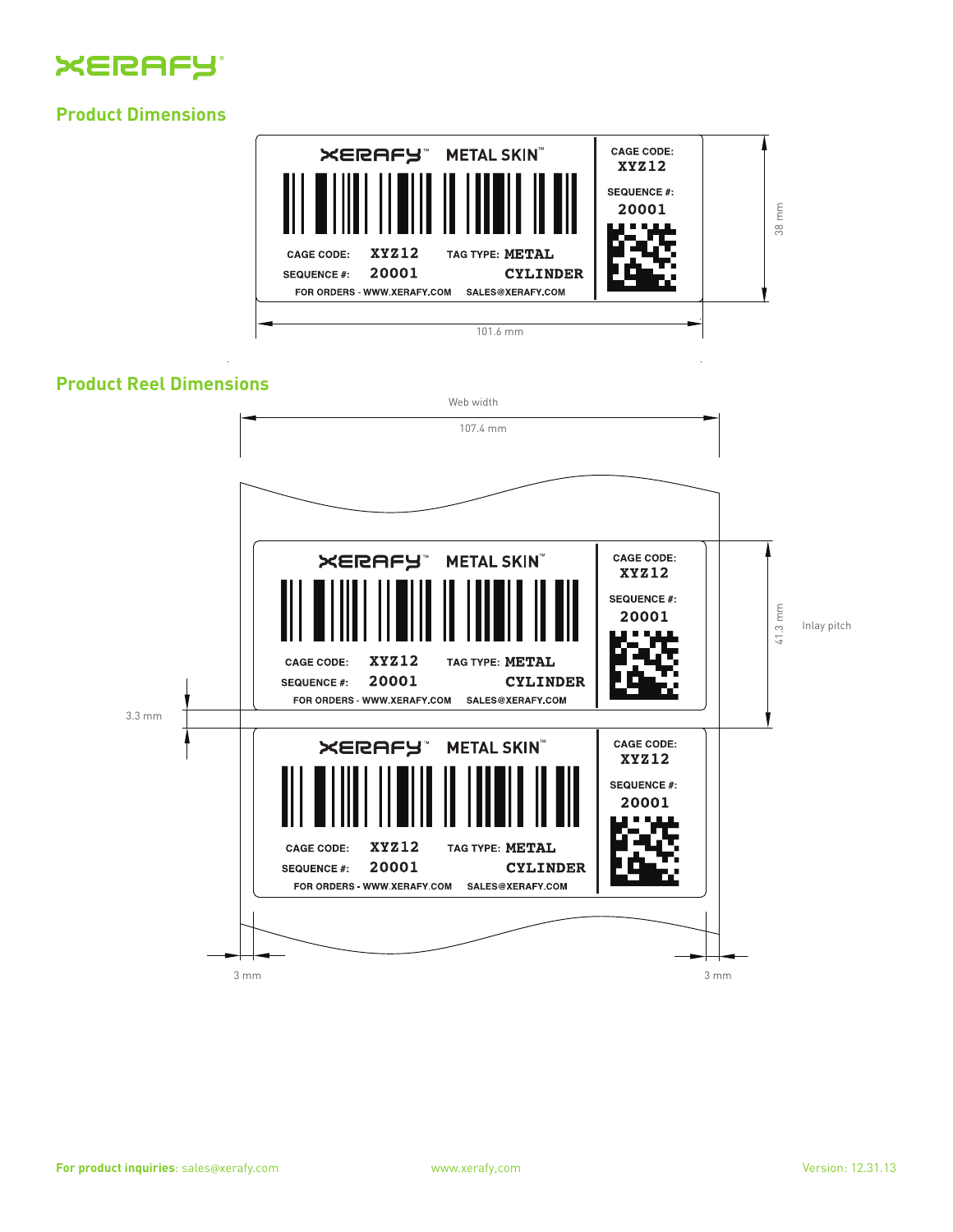## Product Dimensions

XERAFY™ METAL SKIN™

CAGE CODE: XYZ12
SEQUENCE #: 20001

CAGE CODE: XYZ12 TAG TYPE: METAL
SEQUENCE #: 20001 CYLINDER
FOR ORDERS - WWW.XERAFY.COM SALES@XERAFY.COM

38 mm

101.6 mm

## Product Reel Dimensions

Web width

107.4 mm

41.3 mm

Inlay pitch

3.3 mm

3 mm

3 mm

For product inquiries: sales@xerafy.com

www.xerafy.com

Version: 12.31.13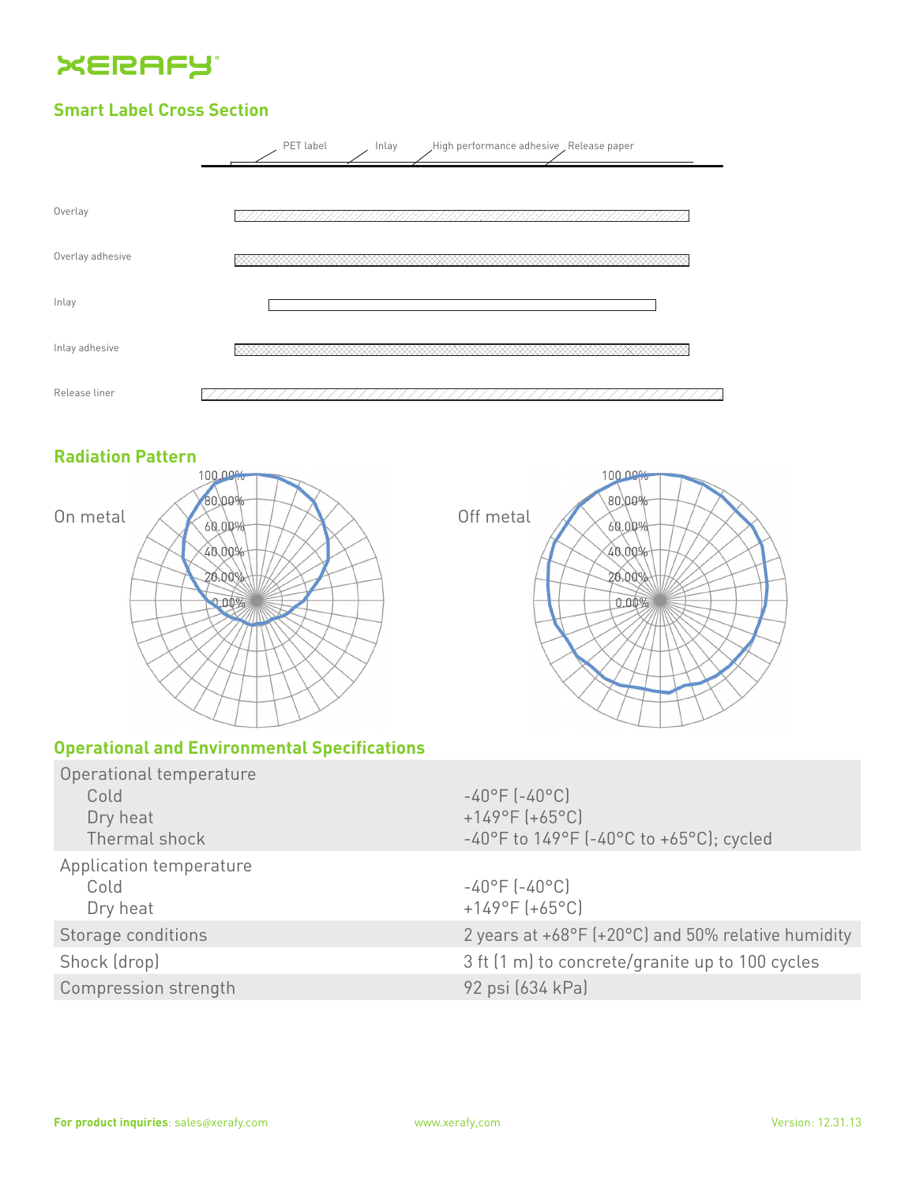## Smart Label Cross Section

PET label, Inlay, High performance adhesive, Release paper

Overlay

Overlay adhesive

Inlay

Inlay adhesive

Release liner

## Radiation Pattern

On metal

Off metal

## Operational and Environmental Specifications

| | |
|---|---|
| Operational temperature | |
| Cold | -40°F (-40°C) |
| Dry heat | +149°F (+65°C) |
| Thermal shock | -40°F to 149°F (-40°C to +65°C); cycled |
| Application temperature | |
| Cold | -40°F (-40°C) |
| Dry heat | +149°F (+65°C) |
| Storage conditions | 2 years at +68°F (+20°C) and 50% relative humidity |
| Shock (drop) | 3 ft (1 m) to concrete/granite up to 100 cycles |
| Compression strength | 92 psi (634 kPa) |

**For product inquiries**: sales@xerafy.com

www.xerafy.com

Version: 12.31.13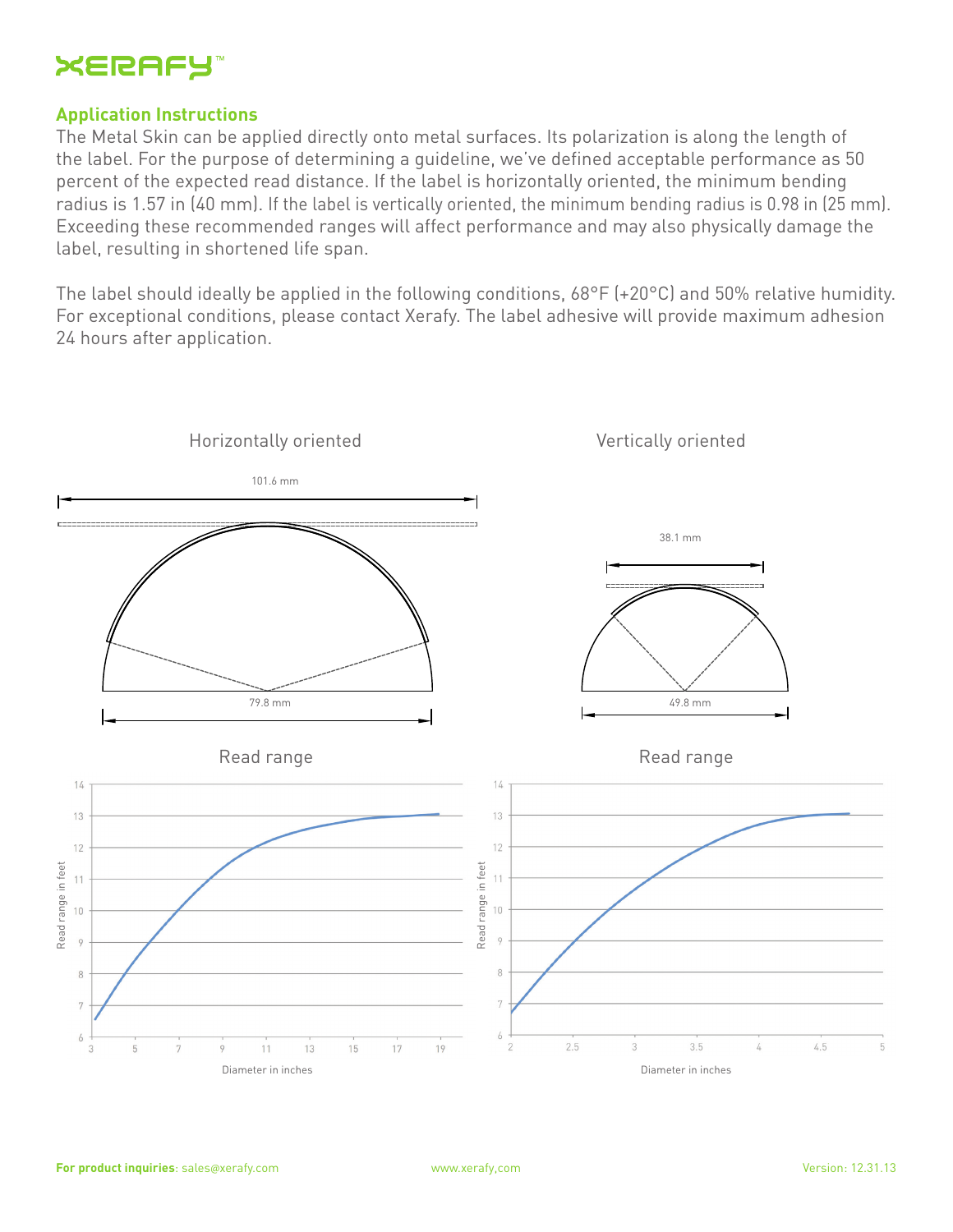## Application Instructions

The Metal Skin can be applied directly onto metal surfaces. Its polarization is along the length of the label. For the purpose of determining a guideline, we've defined acceptable performance as 50 percent of the expected read distance. If the label is horizontally oriented, the minimum bending radius is 1.57 in (40 mm). If the label is vertically oriented, the minimum bending radius is 0.98 in (25 mm). Exceeding these recommended ranges will affect performance and may also physically damage the label, resulting in shortened life span.

The label should ideally be applied in the following conditions, 68°F (+20°C) and 50% relative humidity. For exceptional conditions, please contact Xerafy. The label adhesive will provide maximum adhesion 24 hours after application.

Horizontally oriented

101.6 mm

79.8 mm

Vertically oriented

38.1 mm

49.8 mm

Read range

Read range in feet

14, 13, 12, 11, 10, 9, 8, 7, 6

3, 5, 7, 9, 11, 13, 15, 17, 19

Diameter in inches

Read range

Read range in feet

14, 13, 12, 11, 10, 9, 8, 7, 6

2, 2.5, 3, 3.5, 4, 4.5, 5

Diameter in inches

**For product inquiries**: sales@xerafy.com

www.xerafy.com

Version: 12.31.13